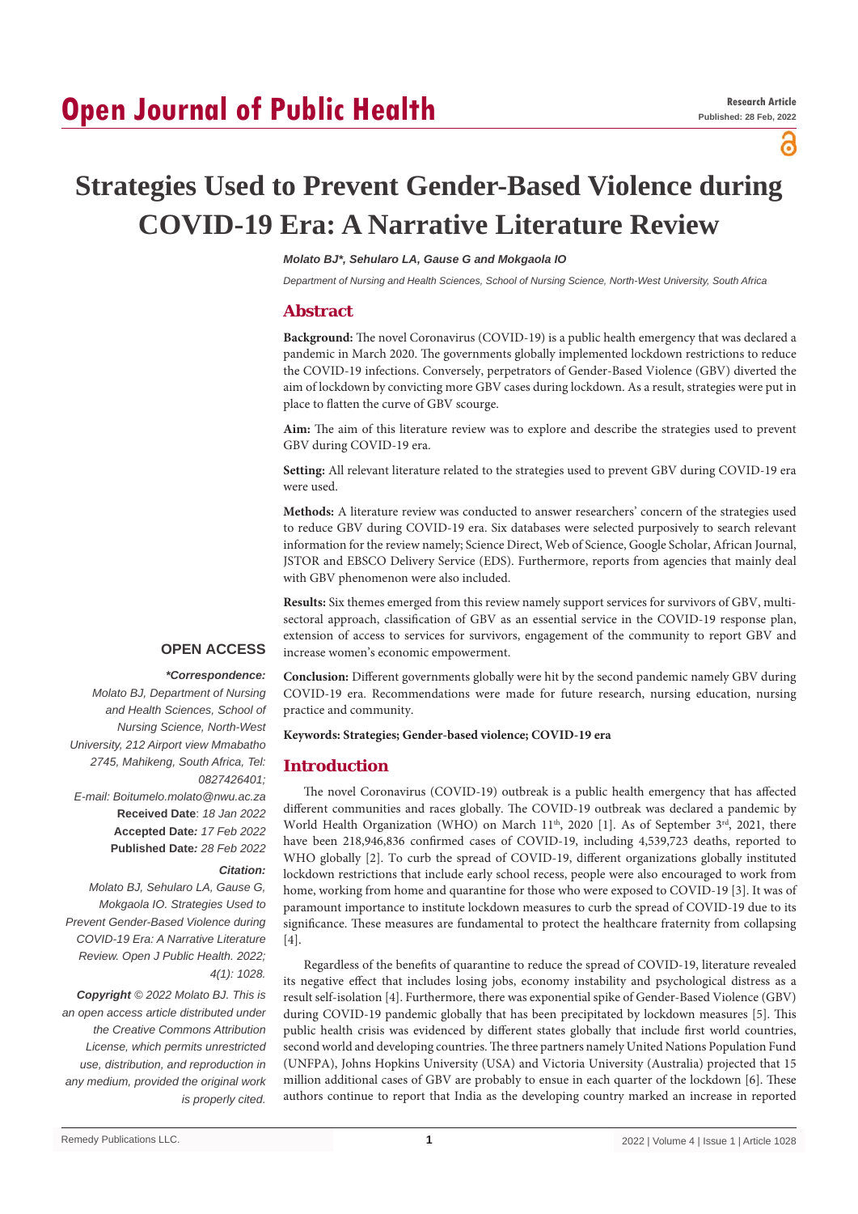Research Article
Published: 28 Feb, 2022

# Strategies Used to Prevent Gender-Based Violence during COVID-19 Era: A Narrative Literature Review

***Molato BJ\*, Sehularo LA, Gause G and Mokgaola IO***

*Department of Nursing and Health Sciences, School of Nursing Science, North-West University, South Africa*

## Abstract

**Background:** The novel Coronavirus (COVID-19) is a public health emergency that was declared a pandemic in March 2020. The governments globally implemented lockdown restrictions to reduce the COVID-19 infections. Conversely, perpetrators of Gender-Based Violence (GBV) diverted the aim of lockdown by convicting more GBV cases during lockdown. As a result, strategies were put in place to flatten the curve of GBV scourge.

**Aim:** The aim of this literature review was to explore and describe the strategies used to prevent GBV during COVID-19 era.

**Setting:** All relevant literature related to the strategies used to prevent GBV during COVID-19 era were used.

**Methods:** A literature review was conducted to answer researchers' concern of the strategies used to reduce GBV during COVID-19 era. Six databases were selected purposively to search relevant information for the review namely; Science Direct, Web of Science, Google Scholar, African Journal, JSTOR and EBSCO Delivery Service (EDS). Furthermore, reports from agencies that mainly deal with GBV phenomenon were also included.

**Results:** Six themes emerged from this review namely support services for survivors of GBV, multi-sectoral approach, classification of GBV as an essential service in the COVID-19 response plan, extension of access to services for survivors, engagement of the community to report GBV and increase women's economic empowerment.

**Conclusion:** Different governments globally were hit by the second pandemic namely GBV during COVID-19 era. Recommendations were made for future research, nursing education, nursing practice and community.

**Keywords: Strategies; Gender-based violence; COVID-19 era**

**OPEN ACCESS**

***\*Correspondence:***

*Molato BJ, Department of Nursing and Health Sciences, School of Nursing Science, North-West University, 212 Airport view Mmabatho 2745, Mahikeng, South Africa, Tel: 0827426401;*

*E-mail: Boitumelo.molato@nwu.ac.za*

**Received Date**: *18 Jan 2022*

**Accepted Date***: 17 Feb 2022*

**Published Date***: 28 Feb 2022*

***Citation:***

*Molato BJ, Sehularo LA, Gause G, Mokgaola IO. Strategies Used to Prevent Gender-Based Violence during COVID-19 Era: A Narrative Literature Review. Open J Public Health. 2022; 4(1): 1028.*

***Copyright** © 2022 Molato BJ. This is an open access article distributed under the Creative Commons Attribution License, which permits unrestricted use, distribution, and reproduction in any medium, provided the original work is properly cited.*

## Introduction

The novel Coronavirus (COVID-19) outbreak is a public health emergency that has affected different communities and races globally. The COVID-19 outbreak was declared a pandemic by World Health Organization (WHO) on March 11th, 2020 [1]. As of September 3rd, 2021, there have been 218,946,836 confirmed cases of COVID-19, including 4,539,723 deaths, reported to WHO globally [2]. To curb the spread of COVID-19, different organizations globally instituted lockdown restrictions that include early school recess, people were also encouraged to work from home, working from home and quarantine for those who were exposed to COVID-19 [3]. It was of paramount importance to institute lockdown measures to curb the spread of COVID-19 due to its significance. These measures are fundamental to protect the healthcare fraternity from collapsing [4].

Regardless of the benefits of quarantine to reduce the spread of COVID-19, literature revealed its negative effect that includes losing jobs, economy instability and psychological distress as a result self-isolation [4]. Furthermore, there was exponential spike of Gender-Based Violence (GBV) during COVID-19 pandemic globally that has been precipitated by lockdown measures [5]. This public health crisis was evidenced by different states globally that include first world countries, second world and developing countries. The three partners namely United Nations Population Fund (UNFPA), Johns Hopkins University (USA) and Victoria University (Australia) projected that 15 million additional cases of GBV are probably to ensue in each quarter of the lockdown [6]. These authors continue to report that India as the developing country marked an increase in reported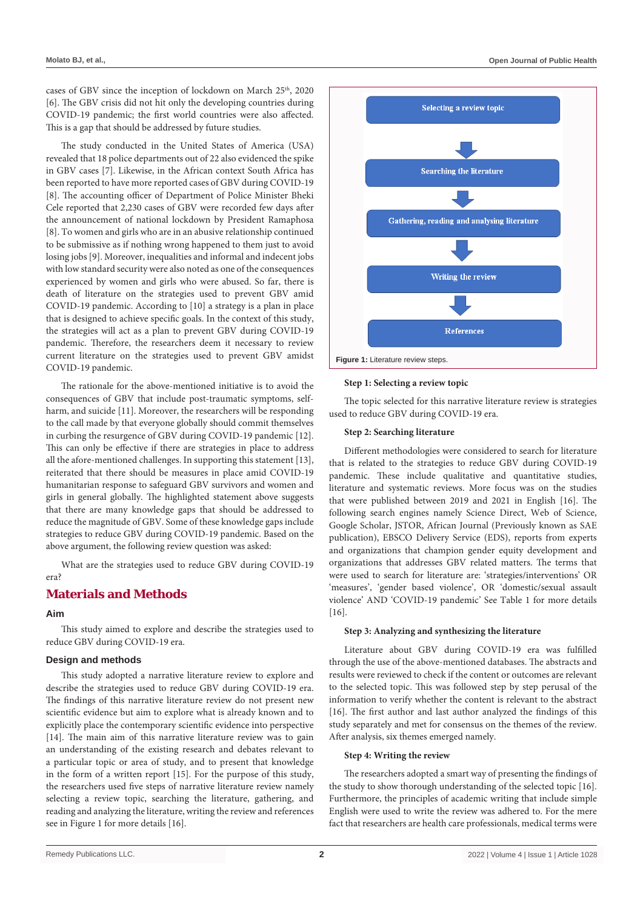cases of GBV since the inception of lockdown on March 25th, 2020 [6]. The GBV crisis did not hit only the developing countries during COVID-19 pandemic; the first world countries were also affected. This is a gap that should be addressed by future studies.

The study conducted in the United States of America (USA) revealed that 18 police departments out of 22 also evidenced the spike in GBV cases [7]. Likewise, in the African context South Africa has been reported to have more reported cases of GBV during COVID-19 [8]. The accounting officer of Department of Police Minister Bheki Cele reported that 2,230 cases of GBV were recorded few days after the announcement of national lockdown by President Ramaphosa [8]. To women and girls who are in an abusive relationship continued to be submissive as if nothing wrong happened to them just to avoid losing jobs [9]. Moreover, inequalities and informal and indecent jobs with low standard security were also noted as one of the consequences experienced by women and girls who were abused. So far, there is death of literature on the strategies used to prevent GBV amid COVID-19 pandemic. According to [10] a strategy is a plan in place that is designed to achieve specific goals. In the context of this study, the strategies will act as a plan to prevent GBV during COVID-19 pandemic. Therefore, the researchers deem it necessary to review current literature on the strategies used to prevent GBV amidst COVID-19 pandemic.

The rationale for the above-mentioned initiative is to avoid the consequences of GBV that include post-traumatic symptoms, self-harm, and suicide [11]. Moreover, the researchers will be responding to the call made by that everyone globally should commit themselves in curbing the resurgence of GBV during COVID-19 pandemic [12]. This can only be effective if there are strategies in place to address all the afore-mentioned challenges. In supporting this statement [13], reiterated that there should be measures in place amid COVID-19 humanitarian response to safeguard GBV survivors and women and girls in general globally. The highlighted statement above suggests that there are many knowledge gaps that should be addressed to reduce the magnitude of GBV. Some of these knowledge gaps include strategies to reduce GBV during COVID-19 pandemic. Based on the above argument, the following review question was asked:

What are the strategies used to reduce GBV during COVID-19 era?

## Materials and Methods

### Aim

This study aimed to explore and describe the strategies used to reduce GBV during COVID-19 era.

### Design and methods

This study adopted a narrative literature review to explore and describe the strategies used to reduce GBV during COVID-19 era. The findings of this narrative literature review do not present new scientific evidence but aim to explore what is already known and to explicitly place the contemporary scientific evidence into perspective [14]. The main aim of this narrative literature review was to gain an understanding of the existing research and debates relevant to a particular topic or area of study, and to present that knowledge in the form of a written report [15]. For the purpose of this study, the researchers used five steps of narrative literature review namely selecting a review topic, searching the literature, gathering, and reading and analyzing the literature, writing the review and references see in Figure 1 for more details [16].

Selecting a review topic → Searching the literature → Gathering, reading and analysing literature → Writing the review → References

**Figure 1:** Literature review steps.

**Step 1: Selecting a review topic**

The topic selected for this narrative literature review is strategies used to reduce GBV during COVID-19 era.

**Step 2: Searching literature**

Different methodologies were considered to search for literature that is related to the strategies to reduce GBV during COVID-19 pandemic. These include qualitative and quantitative studies, literature and systematic reviews. More focus was on the studies that were published between 2019 and 2021 in English [16]. The following search engines namely Science Direct, Web of Science, Google Scholar, JSTOR, African Journal (Previously known as SAE publication), EBSCO Delivery Service (EDS), reports from experts and organizations that champion gender equity development and organizations that addresses GBV related matters. The terms that were used to search for literature are: 'strategies/interventions' OR 'measures', 'gender based violence', OR 'domestic/sexual assault violence' AND 'COVID-19 pandemic' See Table 1 for more details [16].

**Step 3: Analyzing and synthesizing the literature**

Literature about GBV during COVID-19 era was fulfilled through the use of the above-mentioned databases. The abstracts and results were reviewed to check if the content or outcomes are relevant to the selected topic. This was followed step by step perusal of the information to verify whether the content is relevant to the abstract [16]. The first author and last author analyzed the findings of this study separately and met for consensus on the themes of the review. After analysis, six themes emerged namely.

**Step 4: Writing the review**

The researchers adopted a smart way of presenting the findings of the study to show thorough understanding of the selected topic [16]. Furthermore, the principles of academic writing that include simple English were used to write the review was adhered to. For the mere fact that researchers are health care professionals, medical terms were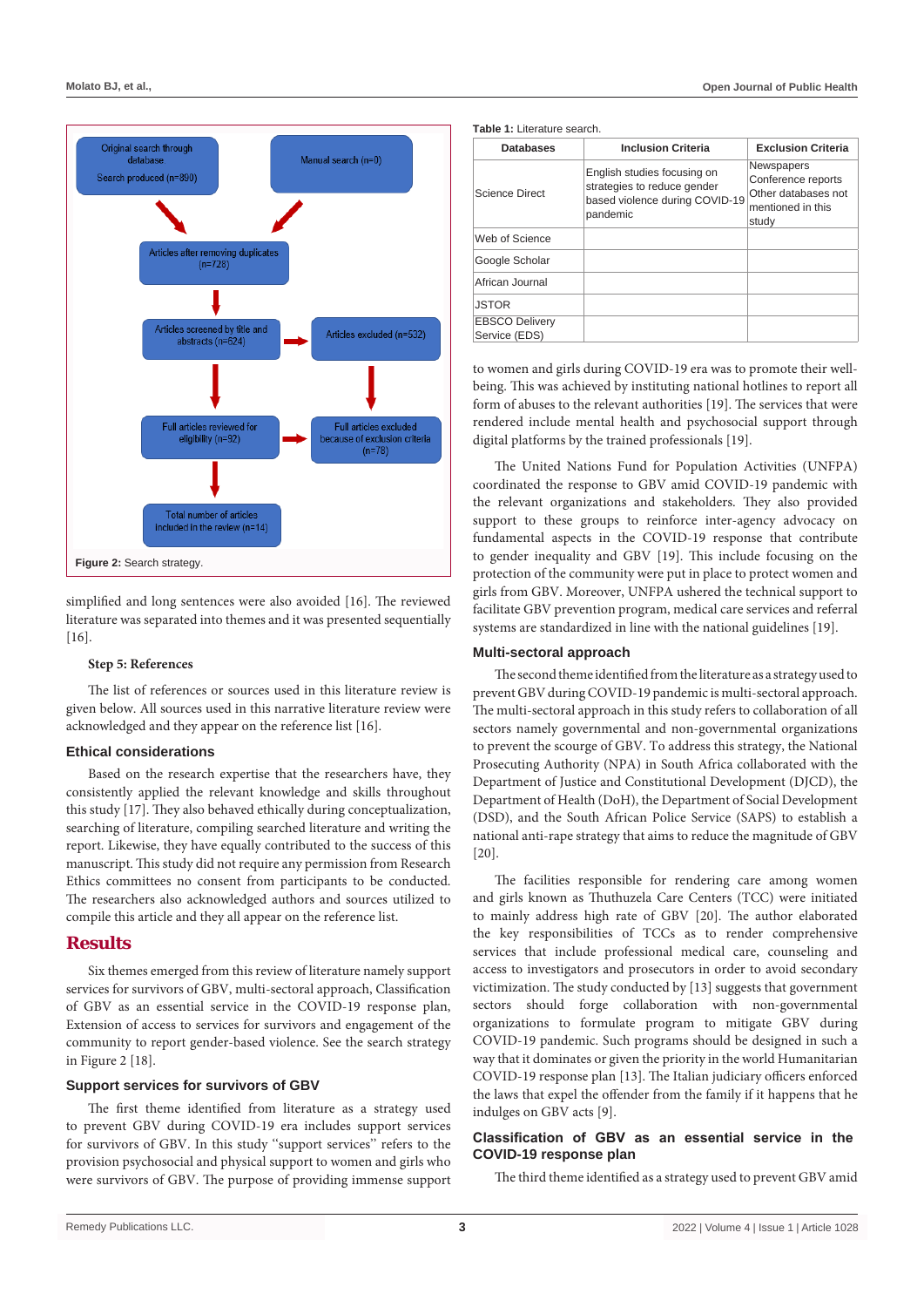Original search through database

Search produced (n=890)

Manual search (n=0)

Articles after removing duplicates (n=728)

Articles screened by title and abstracts (n=624)

Articles excluded (n=532)

Full articles reviewed for eligibility (n=92)

Full articles excluded because of exclusion criteria (n=78)

Total number of articles included in the review (n=14)

**Figure 2:** Search strategy.

simplified and long sentences were also avoided [16]. The reviewed literature was separated into themes and it was presented sequentially [16].

**Step 5: References**

The list of references or sources used in this literature review is given below. All sources used in this narrative literature review were acknowledged and they appear on the reference list [16].

### Ethical considerations

Based on the research expertise that the researchers have, they consistently applied the relevant knowledge and skills throughout this study [17]. They also behaved ethically during conceptualization, searching of literature, compiling searched literature and writing the report. Likewise, they have equally contributed to the success of this manuscript. This study did not require any permission from Research Ethics committees no consent from participants to be conducted. The researchers also acknowledged authors and sources utilized to compile this article and they all appear on the reference list.

## Results

Six themes emerged from this review of literature namely support services for survivors of GBV, multi-sectoral approach, Classification of GBV as an essential service in the COVID-19 response plan, Extension of access to services for survivors and engagement of the community to report gender-based violence. See the search strategy in Figure 2 [18].

### Support services for survivors of GBV

The first theme identified from literature as a strategy used to prevent GBV during COVID-19 era includes support services for survivors of GBV. In this study "support services" refers to the provision psychosocial and physical support to women and girls who were survivors of GBV. The purpose of providing immense support

**Table 1:** Literature search.

| Databases | Inclusion Criteria | Exclusion Criteria |
|---|---|---|
| Science Direct | English studies focusing on strategies to reduce gender based violence during COVID-19 pandemic | Newspapers Conference reports Other databases not mentioned in this study |
| Web of Science | | |
| Google Scholar | | |
| African Journal | | |
| JSTOR | | |
| EBSCO Delivery Service (EDS) | | |

to women and girls during COVID-19 era was to promote their well-being. This was achieved by instituting national hotlines to report all form of abuses to the relevant authorities [19]. The services that were rendered include mental health and psychosocial support through digital platforms by the trained professionals [19].

The United Nations Fund for Population Activities (UNFPA) coordinated the response to GBV amid COVID-19 pandemic with the relevant organizations and stakeholders. They also provided support to these groups to reinforce inter-agency advocacy on fundamental aspects in the COVID-19 response that contribute to gender inequality and GBV [19]. This include focusing on the protection of the community were put in place to protect women and girls from GBV. Moreover, UNFPA ushered the technical support to facilitate GBV prevention program, medical care services and referral systems are standardized in line with the national guidelines [19].

### Multi-sectoral approach

The second theme identified from the literature as a strategy used to prevent GBV during COVID-19 pandemic is multi-sectoral approach. The multi-sectoral approach in this study refers to collaboration of all sectors namely governmental and non-governmental organizations to prevent the scourge of GBV. To address this strategy, the National Prosecuting Authority (NPA) in South Africa collaborated with the Department of Justice and Constitutional Development (DJCD), the Department of Health (DoH), the Department of Social Development (DSD), and the South African Police Service (SAPS) to establish a national anti-rape strategy that aims to reduce the magnitude of GBV [20].

The facilities responsible for rendering care among women and girls known as Thuthuzela Care Centers (TCC) were initiated to mainly address high rate of GBV [20]. The author elaborated the key responsibilities of TCCs as to render comprehensive services that include professional medical care, counseling and access to investigators and prosecutors in order to avoid secondary victimization. The study conducted by [13] suggests that government sectors should forge collaboration with non-governmental organizations to formulate program to mitigate GBV during COVID-19 pandemic. Such programs should be designed in such a way that it dominates or given the priority in the world Humanitarian COVID-19 response plan [13]. The Italian judiciary officers enforced the laws that expel the offender from the family if it happens that he indulges on GBV acts [9].

### Classification of GBV as an essential service in the COVID-19 response plan

The third theme identified as a strategy used to prevent GBV amid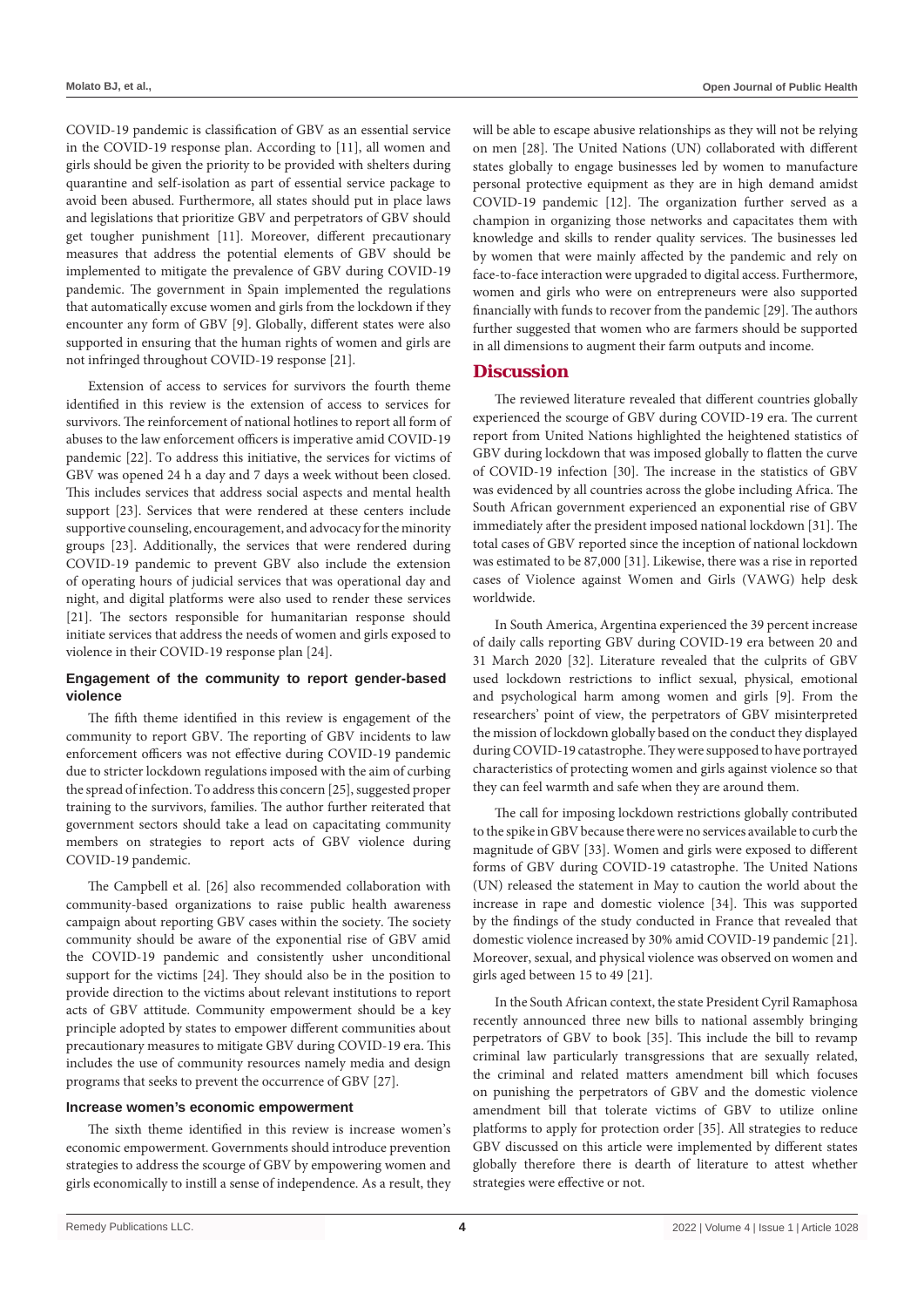COVID-19 pandemic is classification of GBV as an essential service in the COVID-19 response plan. According to [11], all women and girls should be given the priority to be provided with shelters during quarantine and self-isolation as part of essential service package to avoid been abused. Furthermore, all states should put in place laws and legislations that prioritize GBV and perpetrators of GBV should get tougher punishment [11]. Moreover, different precautionary measures that address the potential elements of GBV should be implemented to mitigate the prevalence of GBV during COVID-19 pandemic. The government in Spain implemented the regulations that automatically excuse women and girls from the lockdown if they encounter any form of GBV [9]. Globally, different states were also supported in ensuring that the human rights of women and girls are not infringed throughout COVID-19 response [21].

Extension of access to services for survivors the fourth theme identified in this review is the extension of access to services for survivors. The reinforcement of national hotlines to report all form of abuses to the law enforcement officers is imperative amid COVID-19 pandemic [22]. To address this initiative, the services for victims of GBV was opened 24 h a day and 7 days a week without been closed. This includes services that address social aspects and mental health support [23]. Services that were rendered at these centers include supportive counseling, encouragement, and advocacy for the minority groups [23]. Additionally, the services that were rendered during COVID-19 pandemic to prevent GBV also include the extension of operating hours of judicial services that was operational day and night, and digital platforms were also used to render these services [21]. The sectors responsible for humanitarian response should initiate services that address the needs of women and girls exposed to violence in their COVID-19 response plan [24].

### Engagement of the community to report gender-based violence

The fifth theme identified in this review is engagement of the community to report GBV. The reporting of GBV incidents to law enforcement officers was not effective during COVID-19 pandemic due to stricter lockdown regulations imposed with the aim of curbing the spread of infection. To address this concern [25], suggested proper training to the survivors, families. The author further reiterated that government sectors should take a lead on capacitating community members on strategies to report acts of GBV violence during COVID-19 pandemic.

The Campbell et al. [26] also recommended collaboration with community-based organizations to raise public health awareness campaign about reporting GBV cases within the society. The society community should be aware of the exponential rise of GBV amid the COVID-19 pandemic and consistently usher unconditional support for the victims [24]. They should also be in the position to provide direction to the victims about relevant institutions to report acts of GBV attitude. Community empowerment should be a key principle adopted by states to empower different communities about precautionary measures to mitigate GBV during COVID-19 era. This includes the use of community resources namely media and design programs that seeks to prevent the occurrence of GBV [27].

### Increase women's economic empowerment

The sixth theme identified in this review is increase women's economic empowerment. Governments should introduce prevention strategies to address the scourge of GBV by empowering women and girls economically to instill a sense of independence. As a result, they will be able to escape abusive relationships as they will not be relying on men [28]. The United Nations (UN) collaborated with different states globally to engage businesses led by women to manufacture personal protective equipment as they are in high demand amidst COVID-19 pandemic [12]. The organization further served as a champion in organizing those networks and capacitates them with knowledge and skills to render quality services. The businesses led by women that were mainly affected by the pandemic and rely on face-to-face interaction were upgraded to digital access. Furthermore, women and girls who were on entrepreneurs were also supported financially with funds to recover from the pandemic [29]. The authors further suggested that women who are farmers should be supported in all dimensions to augment their farm outputs and income.

## Discussion

The reviewed literature revealed that different countries globally experienced the scourge of GBV during COVID-19 era. The current report from United Nations highlighted the heightened statistics of GBV during lockdown that was imposed globally to flatten the curve of COVID-19 infection [30]. The increase in the statistics of GBV was evidenced by all countries across the globe including Africa. The South African government experienced an exponential rise of GBV immediately after the president imposed national lockdown [31]. The total cases of GBV reported since the inception of national lockdown was estimated to be 87,000 [31]. Likewise, there was a rise in reported cases of Violence against Women and Girls (VAWG) help desk worldwide.

In South America, Argentina experienced the 39 percent increase of daily calls reporting GBV during COVID-19 era between 20 and 31 March 2020 [32]. Literature revealed that the culprits of GBV used lockdown restrictions to inflict sexual, physical, emotional and psychological harm among women and girls [9]. From the researchers' point of view, the perpetrators of GBV misinterpreted the mission of lockdown globally based on the conduct they displayed during COVID-19 catastrophe. They were supposed to have portrayed characteristics of protecting women and girls against violence so that they can feel warmth and safe when they are around them.

The call for imposing lockdown restrictions globally contributed to the spike in GBV because there were no services available to curb the magnitude of GBV [33]. Women and girls were exposed to different forms of GBV during COVID-19 catastrophe. The United Nations (UN) released the statement in May to caution the world about the increase in rape and domestic violence [34]. This was supported by the findings of the study conducted in France that revealed that domestic violence increased by 30% amid COVID-19 pandemic [21]. Moreover, sexual, and physical violence was observed on women and girls aged between 15 to 49 [21].

In the South African context, the state President Cyril Ramaphosa recently announced three new bills to national assembly bringing perpetrators of GBV to book [35]. This include the bill to revamp criminal law particularly transgressions that are sexually related, the criminal and related matters amendment bill which focuses on punishing the perpetrators of GBV and the domestic violence amendment bill that tolerate victims of GBV to utilize online platforms to apply for protection order [35]. All strategies to reduce GBV discussed on this article were implemented by different states globally therefore there is dearth of literature to attest whether strategies were effective or not.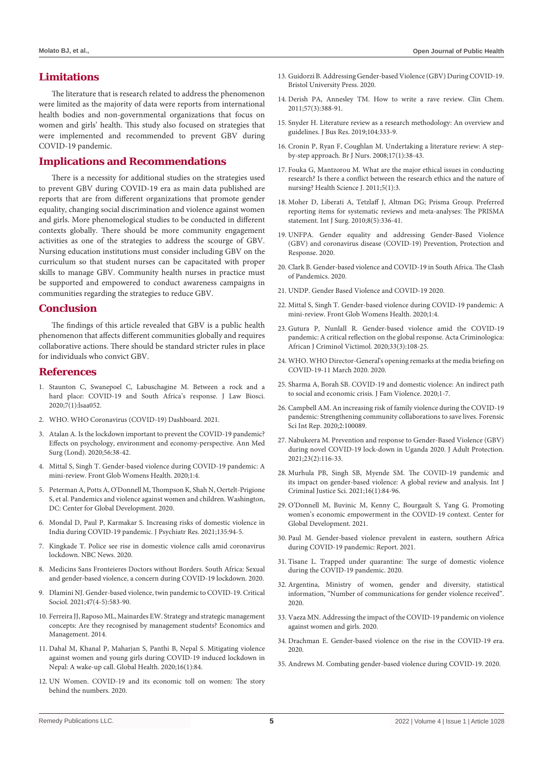## Limitations

The literature that is research related to address the phenomenon were limited as the majority of data were reports from international health bodies and non-governmental organizations that focus on women and girls' health. This study also focused on strategies that were implemented and recommended to prevent GBV during COVID-19 pandemic.

## Implications and Recommendations

There is a necessity for additional studies on the strategies used to prevent GBV during COVID-19 era as main data published are reports that are from different organizations that promote gender equality, changing social discrimination and violence against women and girls. More phenomenological studies to be conducted in different contexts globally. There should be more community engagement activities as one of the strategies to address the scourge of GBV. Nursing education institutions must consider including GBV on the curriculum so that student nurses can be capacitated with proper skills to manage GBV. Community health nurses in practice must be supported and empowered to conduct awareness campaigns in communities regarding the strategies to reduce GBV.

## Conclusion

The findings of this article revealed that GBV is a public health phenomenon that affects different communities globally and requires collaborative actions. There should be standard stricter rules in place for individuals who convict GBV.

## References

1. Staunton C, Swanepoel C, Labuschagine M. Between a rock and a hard place: COVID-19 and South Africa's response. J Law Biosci. 2020;7(1):lsaa052.
2. WHO. WHO Coronavirus (COVID-19) Dashboard. 2021.
3. Atalan A. Is the lockdown important to prevent the COVID-19 pandemic? Effects on psychology, environment and economy-perspective. Ann Med Surg (Lond). 2020;56:38-42.
4. Mittal S, Singh T. Gender-based violence during COVID-19 pandemic: A mini-review. Front Glob Womens Health. 2020;1:4.
5. Peterman A, Potts A, O'Donnell M, Thompson K, Shah N, Oertelt-Prigione S, et al. Pandemics and violence against women and children. Washington, DC: Center for Global Development. 2020.
6. Mondal D, Paul P, Karmakar S. Increasing risks of domestic violence in India during COVID-19 pandemic. J Psychiatr Res. 2021;135:94-5.
7. Kingkade T. Police see rise in domestic violence calls amid coronavirus lockdown. NBC News. 2020.
8. Medicins Sans Fronteieres Doctors without Borders. South Africa: Sexual and gender-based violence, a concern during COVID-19 lockdown. 2020.
9. Dlamini NJ. Gender-based violence, twin pandemic to COVID-19. Critical Sociol. 2021;47(4-5):583-90.
10. Ferreira JJ, Raposo ML, Mainardes EW. Strategy and strategic management concepts: Are they recognised by management students? Economics and Management. 2014.
11. Dahal M, Khanal P, Maharjan S, Panthi B, Nepal S. Mitigating violence against women and young girls during COVID-19 induced lockdown in Nepal: A wake-up call. Global Health. 2020;16(1):84.
12. UN Women. COVID-19 and its economic toll on women: The story behind the numbers. 2020.
13. Guidorzi B. Addressing Gender-based Violence (GBV) During COVID-19. Bristol University Press. 2020.
14. Derish PA, Annesley TM. How to write a rave review. Clin Chem. 2011;57(3):388-91.
15. Snyder H. Literature review as a research methodology: An overview and guidelines. J Bus Res. 2019;104:333-9.
16. Cronin P, Ryan F, Coughlan M. Undertaking a literature review: A step-by-step approach. Br J Nurs. 2008;17(1):38-43.
17. Fouka G, Mantzorou M. What are the major ethical issues in conducting research? Is there a conflict between the research ethics and the nature of nursing? Health Science J. 2011;5(1):3.
18. Moher D, Liberati A, Tetzlaff J, Altman DG; Prisma Group. Preferred reporting items for systematic reviews and meta-analyses: The PRISMA statement. Int J Surg. 2010;8(5):336-41.
19. UNFPA. Gender equality and addressing Gender-Based Violence (GBV) and coronavirus disease (COVID-19) Prevention, Protection and Response. 2020.
20. Clark B. Gender-based violence and COVID-19 in South Africa. The Clash of Pandemics. 2020.
21. UNDP. Gender Based Violence and COVID-19 2020.
22. Mittal S, Singh T. Gender-based violence during COVID-19 pandemic: A mini-review. Front Glob Womens Health. 2020;1:4.
23. Gutura P, Nunlall R. Gender-based violence amid the COVID-19 pandemic: A critical reflection on the global response. Acta Criminologica: African J Criminol Victimol. 2020;33(3):108-25.
24. WHO. WHO Director-General's opening remarks at the media briefing on COVID-19-11 March 2020. 2020.
25. Sharma A, Borah SB. COVID-19 and domestic violence: An indirect path to social and economic crisis. J Fam Violence. 2020;1-7.
26. Campbell AM. An increasing risk of family violence during the COVID-19 pandemic: Strengthening community collaborations to save lives. Forensic Sci Int Rep. 2020;2:100089.
27. Nabukeera M. Prevention and response to Gender-Based Violence (GBV) during novel COVID-19 lock-down in Uganda 2020. J Adult Protection. 2021;23(2):116-33.
28. Murhula PB, Singh SB, Myende SM. The COVID-19 pandemic and its impact on gender-based violence: A global review and analysis. Int J Criminal Justice Sci. 2021;16(1):84-96.
29. O'Donnell M, Buvinic M, Kenny C, Bourgault S, Yang G. Promoting women's economic empowerment in the COVID-19 context. Center for Global Development. 2021.
30. Paul M. Gender-based violence prevalent in eastern, southern Africa during COVID-19 pandemic: Report. 2021.
31. Tisane L. Trapped under quarantine: The surge of domestic violence during the COVID-19 pandemic. 2020.
32. Argentina, Ministry of women, gender and diversity, statistical information, "Number of communications for gender violence received". 2020.
33. Vaeza MN. Addressing the impact of the COVID-19 pandemic on violence against women and girls. 2020.
34. Drachman E. Gender-based violence on the rise in the COVID-19 era. 2020.
35. Andrews M. Combating gender-based violence during COVID-19. 2020.